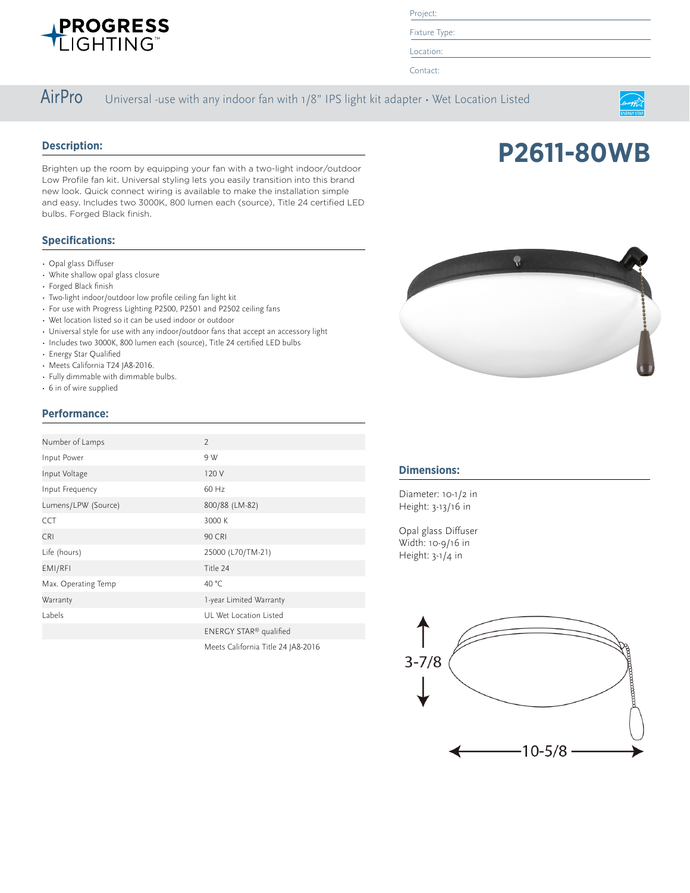PROGRESS LIGHTING™

Project:

Fixture Type:

Location:

Contact:

## AirPro

Universal -use with any indoor fan with 1/8" IPS light kit adapter • Wet Location Listed

# P2611-80WB

### Description:

Brighten up the room by equipping your fan with a two-light indoor/outdoor Low Profile fan kit. Universal styling lets you easily transition into this brand new look. Quick connect wiring is available to make the installation simple and easy. Includes two 3000K, 800 lumen each (source), Title 24 certified LED bulbs. Forged Black finish.

### Specifications:

- Opal glass Diffuser
- White shallow opal glass closure
- Forged Black finish
- Two-light indoor/outdoor low profile ceiling fan light kit
- For use with Progress Lighting P2500, P2501 and P2502 ceiling fans
- Wet location listed so it can be used indoor or outdoor
- Universal style for use with any indoor/outdoor fans that accept an accessory light
- Includes two 3000K, 800 lumen each (source), Title 24 certified LED bulbs
- Energy Star Qualified
- Meets California T24 JA8-2016.
- Fully dimmable with dimmable bulbs.
- 6 in of wire supplied

### Performance:

| | |
|---|---|
| Number of Lamps | 2 |
| Input Power | 9 W |
| Input Voltage | 120 V |
| Input Frequency | 60 Hz |
| Lumens/LPW (Source) | 800/88 (LM-82) |
| CCT | 3000 K |
| CRI | 90 CRI |
| Life (hours) | 25000 (L70/TM-21) |
| EMI/RFI | Title 24 |
| Max. Operating Temp | 40 °C |
| Warranty | 1-year Limited Warranty |
| Labels | UL Wet Location Listed |
| | ENERGY STAR® qualified |
| | Meets California Title 24 JA8-2016 |

### Dimensions:

Diameter: 10-1/2 in
Height: 3-13/16 in

Opal glass Diffuser
Width: 10-9/16 in
Height: 3-1/4 in

3-7/8

10-5/8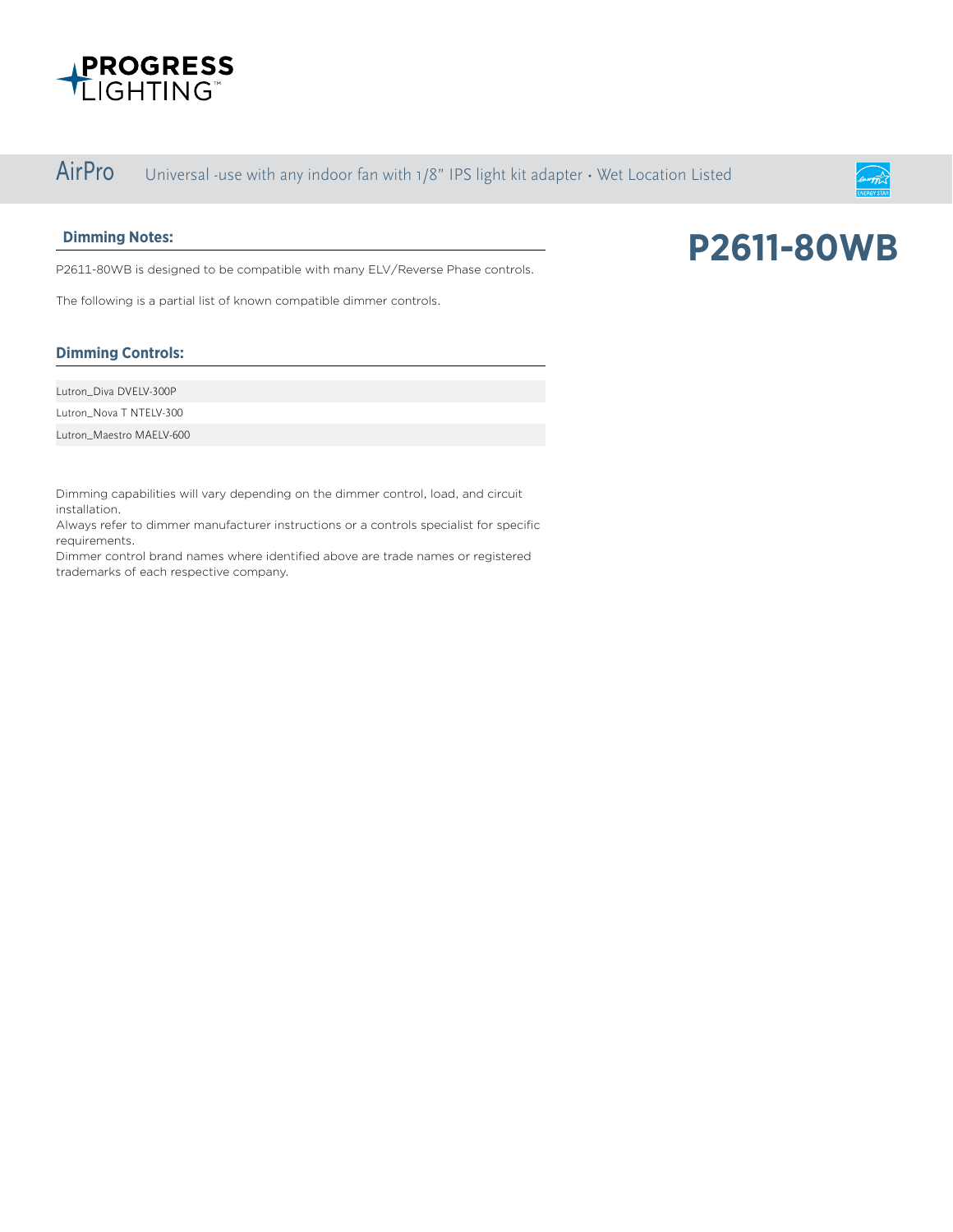# P2611-80WB

**AirPro** Universal -use with any indoor fan with 1/8" IPS light kit adapter • Wet Location Listed

## Dimming Notes:

P2611-80WB is designed to be compatible with many ELV/Reverse Phase controls.

The following is a partial list of known compatible dimmer controls.

## Dimming Controls:

| |
|---|
| Lutron_Diva DVELV-300P |
| Lutron_Nova T NTELV-300 |
| Lutron_Maestro MAELV-600 |

Dimming capabilities will vary depending on the dimmer control, load, and circuit installation.
Always refer to dimmer manufacturer instructions or a controls specialist for specific requirements.
Dimmer control brand names where identified above are trade names or registered trademarks of each respective company.